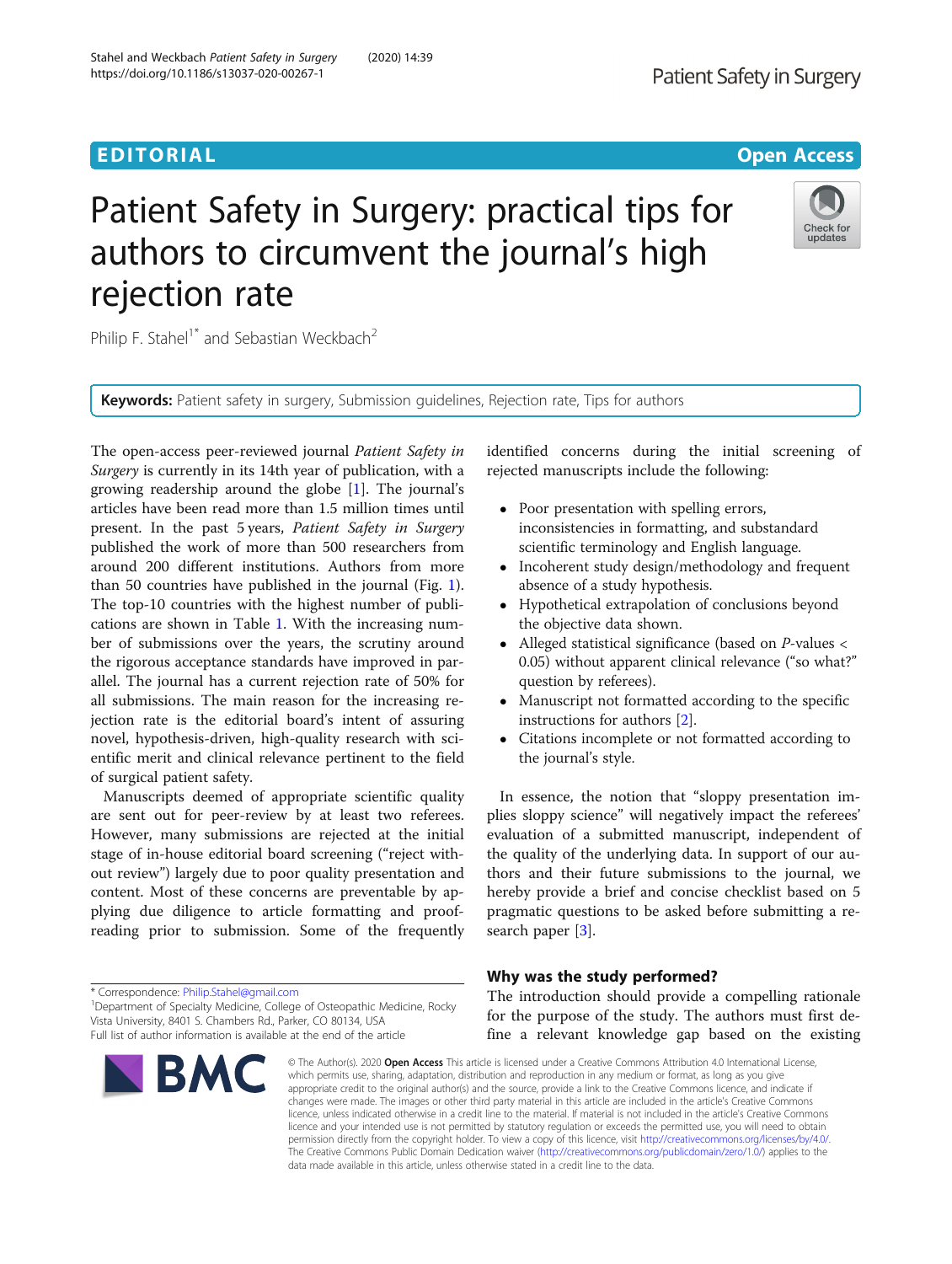EDITORIAL

Open Access

# Patient Safety in Surgery: practical tips for authors to circumvent the journal's high rejection rate

Philip F. Stahel[1*] and Sebastian Weckbach[2]

**Keywords:** Patient safety in surgery, Submission guidelines, Rejection rate, Tips for authors

The open-access peer-reviewed journal *Patient Safety in Surgery* is currently in its 14th year of publication, with a growing readership around the globe [1]. The journal's articles have been read more than 1.5 million times until present. In the past 5 years, *Patient Safety in Surgery* published the work of more than 500 researchers from around 200 different institutions. Authors from more than 50 countries have published in the journal (Fig. 1). The top-10 countries with the highest number of publications are shown in Table 1. With the increasing number of submissions over the years, the scrutiny around the rigorous acceptance standards have improved in parallel. The journal has a current rejection rate of 50% for all submissions. The main reason for the increasing rejection rate is the editorial board's intent of assuring novel, hypothesis-driven, high-quality research with scientific merit and clinical relevance pertinent to the field of surgical patient safety.

Manuscripts deemed of appropriate scientific quality are sent out for peer-review by at least two referees. However, many submissions are rejected at the initial stage of in-house editorial board screening ("reject without review") largely due to poor quality presentation and content. Most of these concerns are preventable by applying due diligence to article formatting and proofreading prior to submission. Some of the frequently identified concerns during the initial screening of rejected manuscripts include the following:

- Poor presentation with spelling errors, inconsistencies in formatting, and substandard scientific terminology and English language.
- Incoherent study design/methodology and frequent absence of a study hypothesis.
- Hypothetical extrapolation of conclusions beyond the objective data shown.
- Alleged statistical significance (based on $P$-values < 0.05) without apparent clinical relevance ("so what?" question by referees).
- Manuscript not formatted according to the specific instructions for authors [2].
- Citations incomplete or not formatted according to the journal's style.

In essence, the notion that "sloppy presentation implies sloppy science" will negatively impact the referees' evaluation of a submitted manuscript, independent of the quality of the underlying data. In support of our authors and their future submissions to the journal, we hereby provide a brief and concise checklist based on 5 pragmatic questions to be asked before submitting a research paper [3].

## Why was the study performed?

The introduction should provide a compelling rationale for the purpose of the study. The authors must first define a relevant knowledge gap based on the existing

\* Correspondence: Philip.Stahel@gmail.com
[1]Department of Specialty Medicine, College of Osteopathic Medicine, Rocky Vista University, 8401 S. Chambers Rd., Parker, CO 80134, USA
Full list of author information is available at the end of the article

© The Author(s). 2020 **Open Access** This article is licensed under a Creative Commons Attribution 4.0 International License, which permits use, sharing, adaptation, distribution and reproduction in any medium or format, as long as you give appropriate credit to the original author(s) and the source, provide a link to the Creative Commons licence, and indicate if changes were made. The images or other third party material in this article are included in the article's Creative Commons licence, unless indicated otherwise in a credit line to the material. If material is not included in the article's Creative Commons licence and your intended use is not permitted by statutory regulation or exceeds the permitted use, you will need to obtain permission directly from the copyright holder. To view a copy of this licence, visit http://creativecommons.org/licenses/by/4.0/. The Creative Commons Public Domain Dedication waiver (http://creativecommons.org/publicdomain/zero/1.0/) applies to the data made available in this article, unless otherwise stated in a credit line to the data.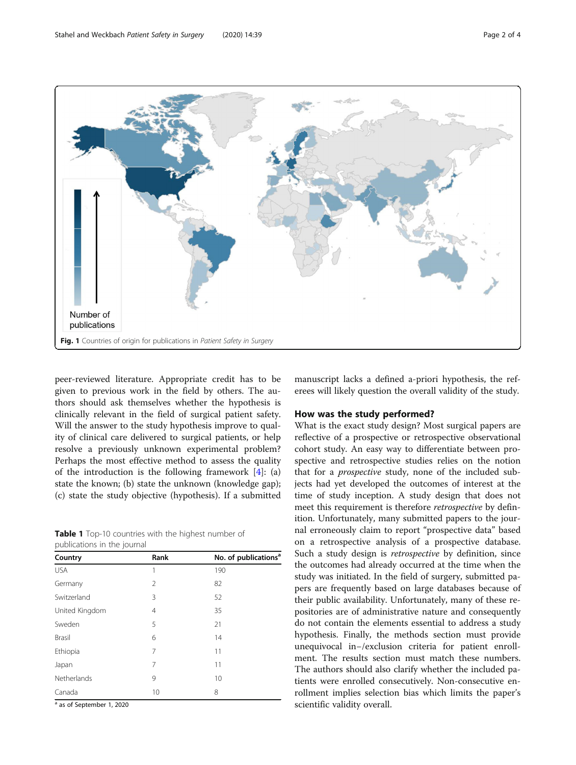Number of publications

Fig. 1 Countries of origin for publications in *Patient Safety in Surgery*

peer-reviewed literature. Appropriate credit has to be given to previous work in the field by others. The authors should ask themselves whether the hypothesis is clinically relevant in the field of surgical patient safety. Will the answer to the study hypothesis improve to quality of clinical care delivered to surgical patients, or help resolve a previously unknown experimental problem? Perhaps the most effective method to assess the quality of the introduction is the following framework [4]: (a) state the known; (b) state the unknown (knowledge gap); (c) state the study objective (hypothesis). If a submitted manuscript lacks a defined a-priori hypothesis, the referees will likely question the overall validity of the study.

**Table 1** Top-10 countries with the highest number of publications in the journal

| Country | Rank | No. of publications[a] |
|---|---|---|
| USA | 1 | 190 |
| Germany | 2 | 82 |
| Switzerland | 3 | 52 |
| United Kingdom | 4 | 35 |
| Sweden | 5 | 21 |
| Brasil | 6 | 14 |
| Ethiopia | 7 | 11 |
| Japan | 7 | 11 |
| Netherlands | 9 | 10 |
| Canada | 10 | 8 |

[a] as of September 1, 2020

## How was the study performed?

What is the exact study design? Most surgical papers are reflective of a prospective or retrospective observational cohort study. An easy way to differentiate between prospective and retrospective studies relies on the notion that for a *prospective* study, none of the included subjects had yet developed the outcomes of interest at the time of study inception. A study design that does not meet this requirement is therefore *retrospective* by definition. Unfortunately, many submitted papers to the journal erroneously claim to report "prospective data" based on a retrospective analysis of a prospective database. Such a study design is *retrospective* by definition, since the outcomes had already occurred at the time when the study was initiated. In the field of surgery, submitted papers are frequently based on large databases because of their public availability. Unfortunately, many of these repositories are of administrative nature and consequently do not contain the elements essential to address a study hypothesis. Finally, the methods section must provide unequivocal in−/exclusion criteria for patient enrollment. The results section must match these numbers. The authors should also clarify whether the included patients were enrolled consecutively. Non-consecutive enrollment implies selection bias which limits the paper's scientific validity overall.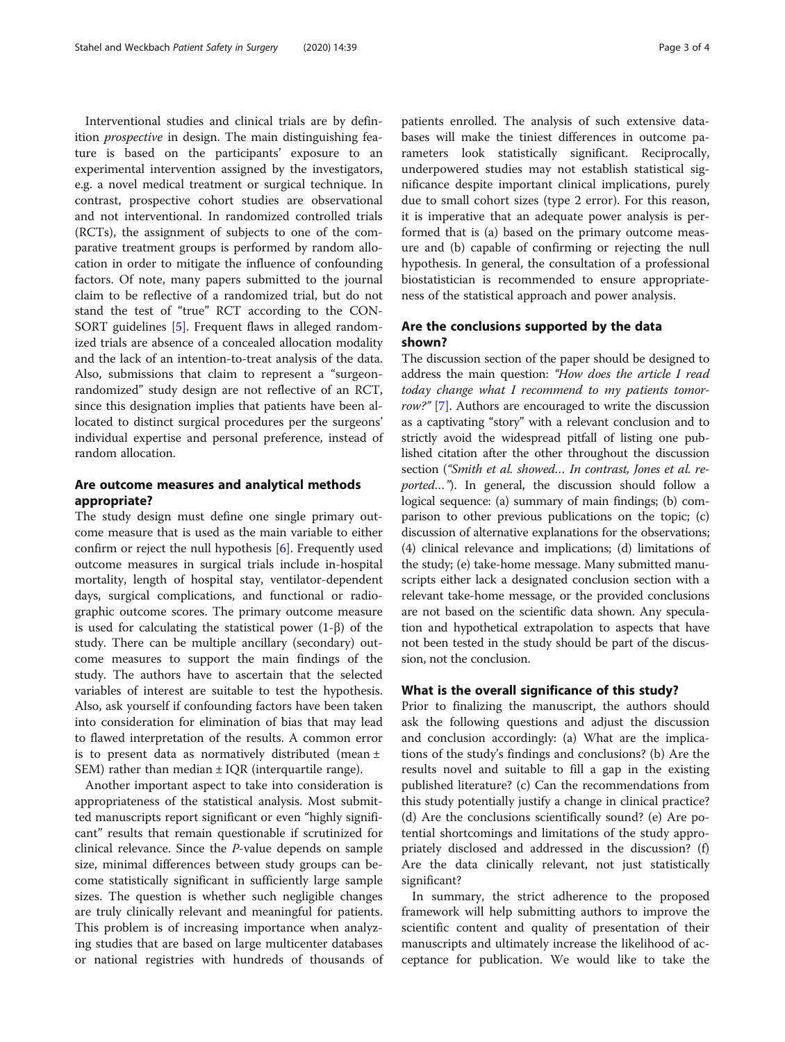Interventional studies and clinical trials are by definition *prospective* in design. The main distinguishing feature is based on the participants' exposure to an experimental intervention assigned by the investigators, e.g. a novel medical treatment or surgical technique. In contrast, prospective cohort studies are observational and not interventional. In randomized controlled trials (RCTs), the assignment of subjects to one of the comparative treatment groups is performed by random allocation in order to mitigate the influence of confounding factors. Of note, many papers submitted to the journal claim to be reflective of a randomized trial, but do not stand the test of "true" RCT according to the CONSORT guidelines [5]. Frequent flaws in alleged randomized trials are absence of a concealed allocation modality and the lack of an intention-to-treat analysis of the data. Also, submissions that claim to represent a "surgeon-randomized" study design are not reflective of an RCT, since this designation implies that patients have been allocated to distinct surgical procedures per the surgeons' individual expertise and personal preference, instead of random allocation.

## Are outcome measures and analytical methods appropriate?

The study design must define one single primary outcome measure that is used as the main variable to either confirm or reject the null hypothesis [6]. Frequently used outcome measures in surgical trials include in-hospital mortality, length of hospital stay, ventilator-dependent days, surgical complications, and functional or radiographic outcome scores. The primary outcome measure is used for calculating the statistical power ($1-\beta$) of the study. There can be multiple ancillary (secondary) outcome measures to support the main findings of the study. The authors have to ascertain that the selected variables of interest are suitable to test the hypothesis. Also, ask yourself if confounding factors have been taken into consideration for elimination of bias that may lead to flawed interpretation of the results. A common error is to present data as normatively distributed (mean ± SEM) rather than median ± IQR (interquartile range).

Another important aspect to take into consideration is appropriateness of the statistical analysis. Most submitted manuscripts report significant or even "highly significant" results that remain questionable if scrutinized for clinical relevance. Since the *P*-value depends on sample size, minimal differences between study groups can become statistically significant in sufficiently large sample sizes. The question is whether such negligible changes are truly clinically relevant and meaningful for patients. This problem is of increasing importance when analyzing studies that are based on large multicenter databases or national registries with hundreds of thousands of patients enrolled. The analysis of such extensive databases will make the tiniest differences in outcome parameters look statistically significant. Reciprocally, underpowered studies may not establish statistical significance despite important clinical implications, purely due to small cohort sizes (type 2 error). For this reason, it is imperative that an adequate power analysis is performed that is (a) based on the primary outcome measure and (b) capable of confirming or rejecting the null hypothesis. In general, the consultation of a professional biostatistician is recommended to ensure appropriateness of the statistical approach and power analysis.

## Are the conclusions supported by the data shown?

The discussion section of the paper should be designed to address the main question: *"How does the article I read today change what I recommend to my patients tomorrow?"* [7]. Authors are encouraged to write the discussion as a captivating "story" with a relevant conclusion and to strictly avoid the widespread pitfall of listing one published citation after the other throughout the discussion section (*"Smith et al. showed… In contrast, Jones et al. reported…"*). In general, the discussion should follow a logical sequence: (a) summary of main findings; (b) comparison to other previous publications on the topic; (c) discussion of alternative explanations for the observations; (4) clinical relevance and implications; (d) limitations of the study; (e) take-home message. Many submitted manuscripts either lack a designated conclusion section with a relevant take-home message, or the provided conclusions are not based on the scientific data shown. Any speculation and hypothetical extrapolation to aspects that have not been tested in the study should be part of the discussion, not the conclusion.

## What is the overall significance of this study?

Prior to finalizing the manuscript, the authors should ask the following questions and adjust the discussion and conclusion accordingly: (a) What are the implications of the study's findings and conclusions? (b) Are the results novel and suitable to fill a gap in the existing published literature? (c) Can the recommendations from this study potentially justify a change in clinical practice? (d) Are the conclusions scientifically sound? (e) Are potential shortcomings and limitations of the study appropriately disclosed and addressed in the discussion? (f) Are the data clinically relevant, not just statistically significant?

In summary, the strict adherence to the proposed framework will help submitting authors to improve the scientific content and quality of presentation of their manuscripts and ultimately increase the likelihood of acceptance for publication. We would like to take the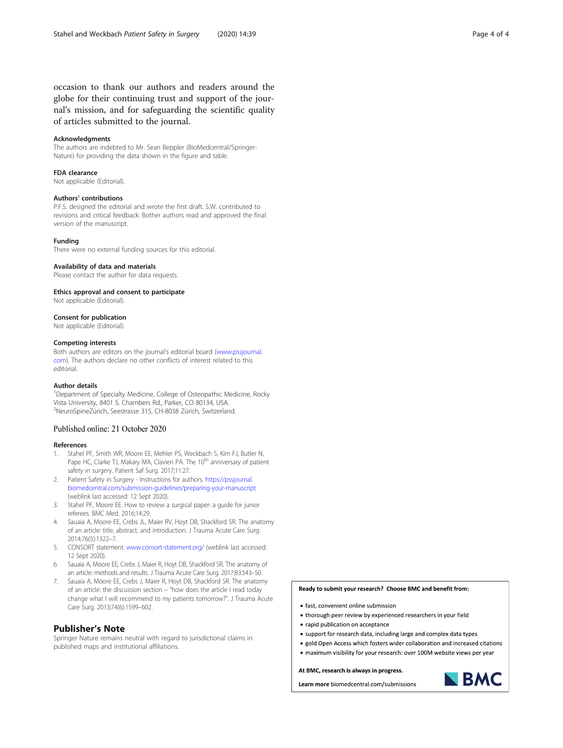occasion to thank our authors and readers around the globe for their continuing trust and support of the journal's mission, and for safeguarding the scientific quality of articles submitted to the journal.

### Acknowledgments

The authors are indebted to Mr. Sean Beppler (BioMedcentral/Springer-Nature) for providing the data shown in the figure and table.

### FDA clearance

Not applicable (Editorial).

### Authors' contributions

P.F.S. designed the editorial and wrote the first draft. S.W. contributed to revisions and critical feedback. Bother authors read and approved the final version of the manuscript.

### Funding

There were no external funding sources for this editorial.

### Availability of data and materials

Please contact the author for data requests.

### Ethics approval and consent to participate

Not applicable (Editorial).

### Consent for publication

Not applicable (Editorial).

### Competing interests

Both authors are editors on the journal's editorial board (www.pssjournal.com). The authors declare no other conflicts of interest related to this editorial.

### Author details

[1]Department of Specialty Medicine, College of Osteopathic Medicine, Rocky Vista University, 8401 S. Chambers Rd., Parker, CO 80134, USA.
[2]NeuroSpineZürich, Seestrasse 315, CH-8038 Zürich, Switzerland.

Published online: 21 October 2020

### References

1. Stahel PF, Smith WR, Moore EE, Mehler PS, Weckbach S, Kim FJ, Butler N, Pape HC, Clarke TJ, Makary MA, Clavien PA. The 10th anniversary of patient safety in surgery. Patient Saf Surg. 2017;11:27.
2. Patient Safety in Surgery - Instructions for authors. https://pssjournal.biomedcentral.com/submission-guidelines/preparing-your-manuscript (weblink last accessed: 12 Sept 2020).
3. Stahel PF, Moore EE. How to review a surgical paper: a guide for junior referees. BMC Med. 2016;14:29.
4. Sauaia A, Moore EE, Crebs JL, Maier RV, Hoyt DB, Shackford SR. The anatomy of an article: title, abstract, and introduction. J Trauma Acute Care Surg. 2014;76(5):1322–7.
5. CONSORT statement. www.consort-statement.org/ (weblink last accessed: 12 Sept 2020).
6. Sauaia A, Moore EE, Crebs J, Maier R, Hoyt DB, Shackford SR. The anatomy of an article: methods and results. J Trauma Acute Care Surg. 2017;83:543–50.
7. Sauaia A, Moore EE, Crebs J, Maier R, Hoyt DB, Shackford SR. The anatomy of an article: the discussion section – "how does the article I read today change what I will recommend to my patients tomorrow?". J Trauma Acute Care Surg. 2013;74(6):1599–602.

## Publisher's Note

Springer Nature remains neutral with regard to jurisdictional claims in published maps and institutional affiliations.

**Ready to submit your research? Choose BMC and benefit from:**

- fast, convenient online submission
- thorough peer review by experienced researchers in your field
- rapid publication on acceptance
- support for research data, including large and complex data types
- gold Open Access which fosters wider collaboration and increased citations
- maximum visibility for your research: over 100M website views per year

**At BMC, research is always in progress.**

**Learn more** biomedcentral.com/submissions

BMC